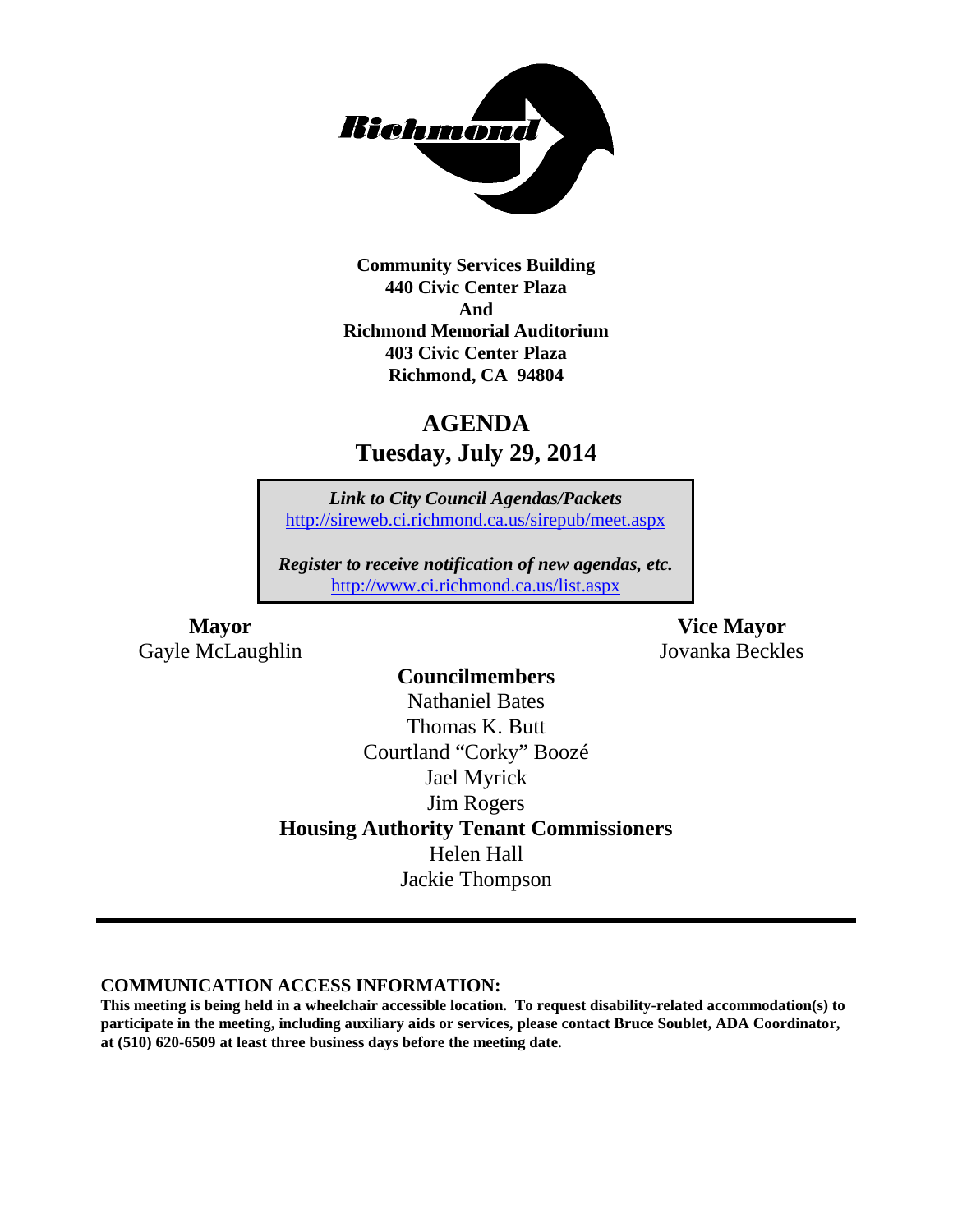**Community Services Building**
**440 Civic Center Plaza**
**And**
**Richmond Memorial Auditorium**
**403 Civic Center Plaza**
**Richmond, CA 94804**

# AGENDA
## Tuesday, July 29, 2014

*Link to City Council Agendas/Packets*
http://sireweb.ci.richmond.ca.us/sirepub/meet.aspx

*Register to receive notification of new agendas, etc.*
http://www.ci.richmond.ca.us/list.aspx

**Mayor**
Gayle McLaughlin

**Vice Mayor**
Jovanka Beckles

**Councilmembers**
Nathaniel Bates
Thomas K. Butt
Courtland "Corky" Boozé
Jael Myrick
Jim Rogers

**Housing Authority Tenant Commissioners**
Helen Hall
Jackie Thompson

---

**COMMUNICATION ACCESS INFORMATION:**
**This meeting is being held in a wheelchair accessible location. To request disability-related accommodation(s) to participate in the meeting, including auxiliary aids or services, please contact Bruce Soublet, ADA Coordinator, at (510) 620-6509 at least three business days before the meeting date.**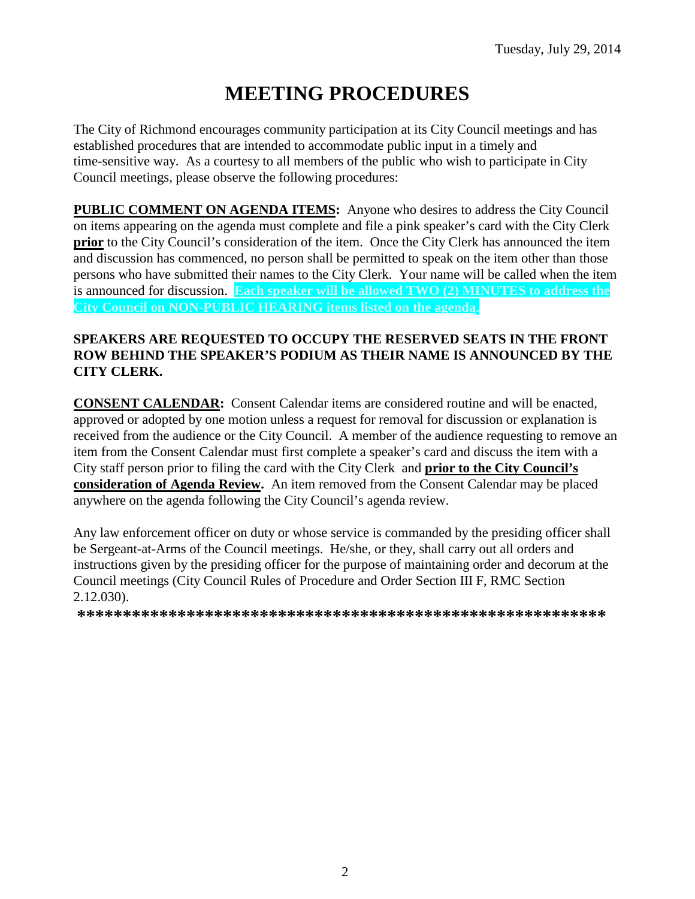Tuesday, July 29, 2014

# MEETING PROCEDURES

The City of Richmond encourages community participation at its City Council meetings and has established procedures that are intended to accommodate public input in a timely and time-sensitive way. As a courtesy to all members of the public who wish to participate in City Council meetings, please observe the following procedures:

**PUBLIC COMMENT ON AGENDA ITEMS:** Anyone who desires to address the City Council on items appearing on the agenda must complete and file a pink speaker's card with the City Clerk **prior** to the City Council's consideration of the item. Once the City Clerk has announced the item and discussion has commenced, no person shall be permitted to speak on the item other than those persons who have submitted their names to the City Clerk. Your name will be called when the item is announced for discussion. **Each speaker will be allowed TWO (2) MINUTES to address the City Council on NON-PUBLIC HEARING items listed on the agenda.**

**SPEAKERS ARE REQUESTED TO OCCUPY THE RESERVED SEATS IN THE FRONT ROW BEHIND THE SPEAKER'S PODIUM AS THEIR NAME IS ANNOUNCED BY THE CITY CLERK.**

**CONSENT CALENDAR:** Consent Calendar items are considered routine and will be enacted, approved or adopted by one motion unless a request for removal for discussion or explanation is received from the audience or the City Council. A member of the audience requesting to remove an item from the Consent Calendar must first complete a speaker's card and discuss the item with a City staff person prior to filing the card with the City Clerk and **prior to the City Council's consideration of Agenda Review.** An item removed from the Consent Calendar may be placed anywhere on the agenda following the City Council's agenda review.

Any law enforcement officer on duty or whose service is commanded by the presiding officer shall be Sergeant-at-Arms of the Council meetings. He/she, or they, shall carry out all orders and instructions given by the presiding officer for the purpose of maintaining order and decorum at the Council meetings (City Council Rules of Procedure and Order Section III F, RMC Section 2.12.030).

**\*\*\*\*\*\*\*\*\*\*\*\*\*\*\*\*\*\*\*\*\*\*\*\*\*\*\*\*\*\*\*\*\*\*\*\*\*\*\*\*\*\*\*\*\*\*\*\*\*\*\*\*\*\*\*\*\*\*\*\*\***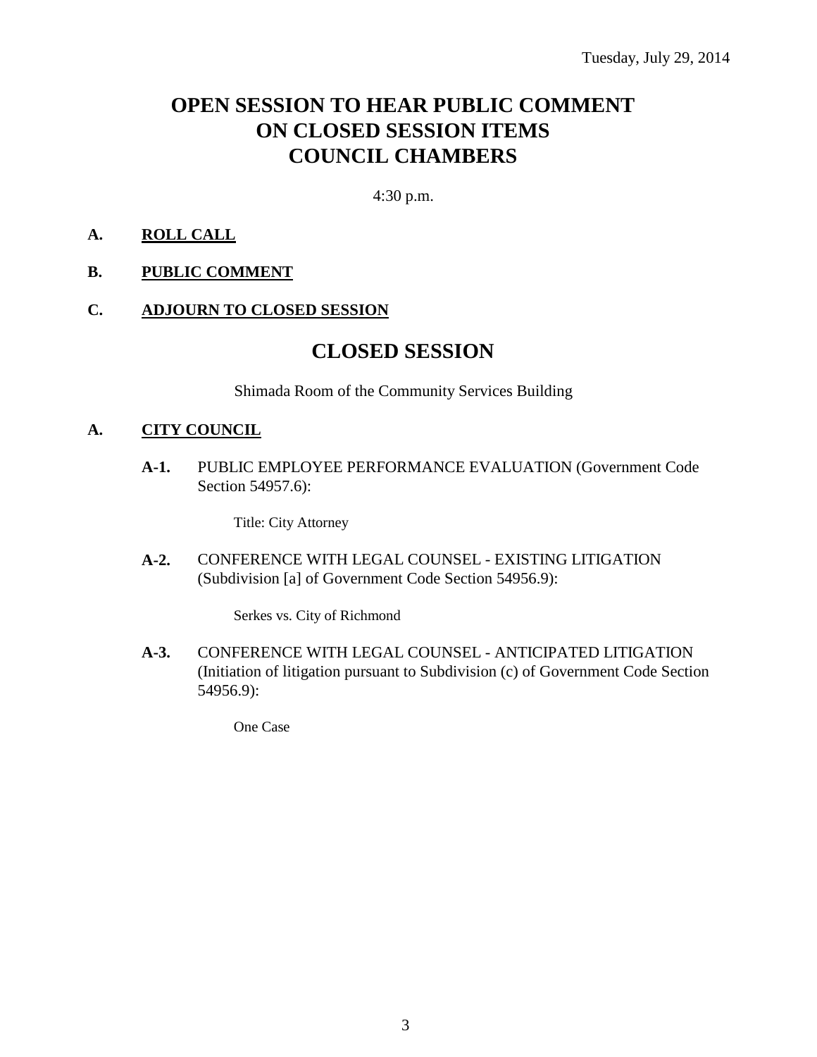Tuesday, July 29, 2014

# OPEN SESSION TO HEAR PUBLIC COMMENT ON CLOSED SESSION ITEMS COUNCIL CHAMBERS

4:30 p.m.

**A. ROLL CALL**

**B. PUBLIC COMMENT**

**C. ADJOURN TO CLOSED SESSION**

# CLOSED SESSION

Shimada Room of the Community Services Building

**A. CITY COUNCIL**

**A-1.** PUBLIC EMPLOYEE PERFORMANCE EVALUATION (Government Code Section 54957.6):

Title: City Attorney

**A-2.** CONFERENCE WITH LEGAL COUNSEL - EXISTING LITIGATION (Subdivision [a] of Government Code Section 54956.9):

Serkes vs. City of Richmond

**A-3.** CONFERENCE WITH LEGAL COUNSEL - ANTICIPATED LITIGATION (Initiation of litigation pursuant to Subdivision (c) of Government Code Section 54956.9):

One Case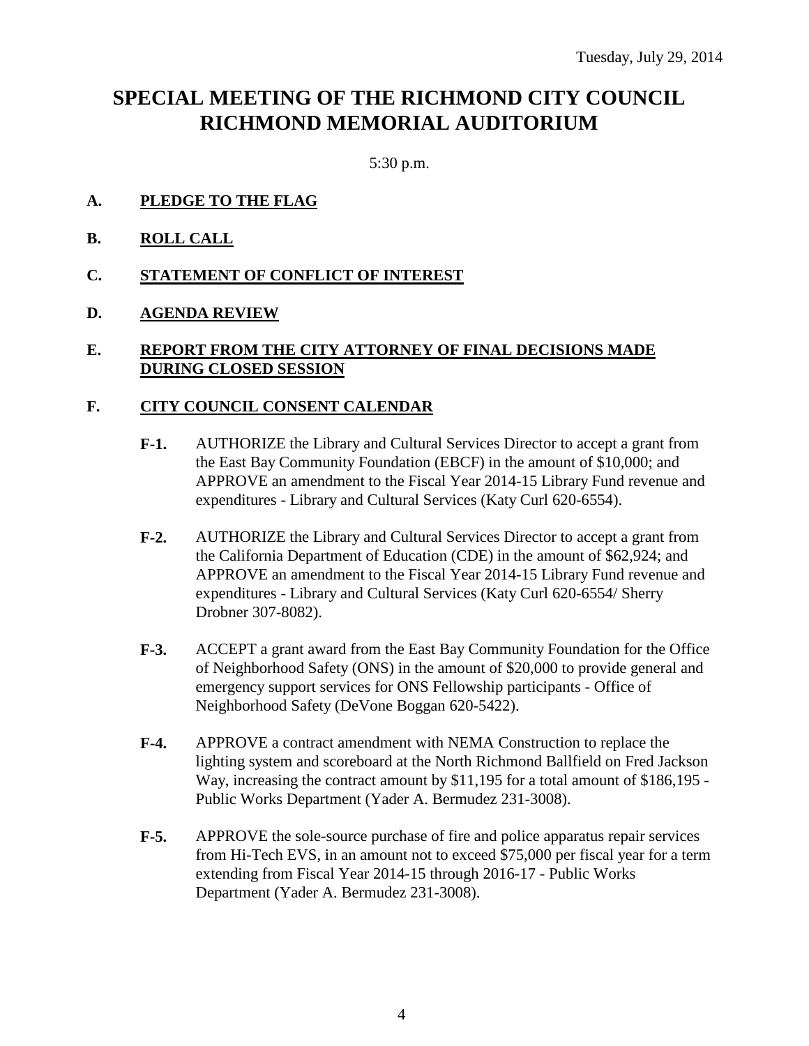Tuesday, July 29, 2014

# SPECIAL MEETING OF THE RICHMOND CITY COUNCIL RICHMOND MEMORIAL AUDITORIUM

5:30 p.m.

**A. PLEDGE TO THE FLAG**

**B. ROLL CALL**

**C. STATEMENT OF CONFLICT OF INTEREST**

**D. AGENDA REVIEW**

**E. REPORT FROM THE CITY ATTORNEY OF FINAL DECISIONS MADE DURING CLOSED SESSION**

**F. CITY COUNCIL CONSENT CALENDAR**

**F-1.** AUTHORIZE the Library and Cultural Services Director to accept a grant from the East Bay Community Foundation (EBCF) in the amount of $10,000; and APPROVE an amendment to the Fiscal Year 2014-15 Library Fund revenue and expenditures - Library and Cultural Services (Katy Curl 620-6554).

**F-2.** AUTHORIZE the Library and Cultural Services Director to accept a grant from the California Department of Education (CDE) in the amount of $62,924; and APPROVE an amendment to the Fiscal Year 2014-15 Library Fund revenue and expenditures - Library and Cultural Services (Katy Curl 620-6554/ Sherry Drobner 307-8082).

**F-3.** ACCEPT a grant award from the East Bay Community Foundation for the Office of Neighborhood Safety (ONS) in the amount of $20,000 to provide general and emergency support services for ONS Fellowship participants - Office of Neighborhood Safety (DeVone Boggan 620-5422).

**F-4.** APPROVE a contract amendment with NEMA Construction to replace the lighting system and scoreboard at the North Richmond Ballfield on Fred Jackson Way, increasing the contract amount by $11,195 for a total amount of $186,195 - Public Works Department (Yader A. Bermudez 231-3008).

**F-5.** APPROVE the sole-source purchase of fire and police apparatus repair services from Hi-Tech EVS, in an amount not to exceed $75,000 per fiscal year for a term extending from Fiscal Year 2014-15 through 2016-17 - Public Works Department (Yader A. Bermudez 231-3008).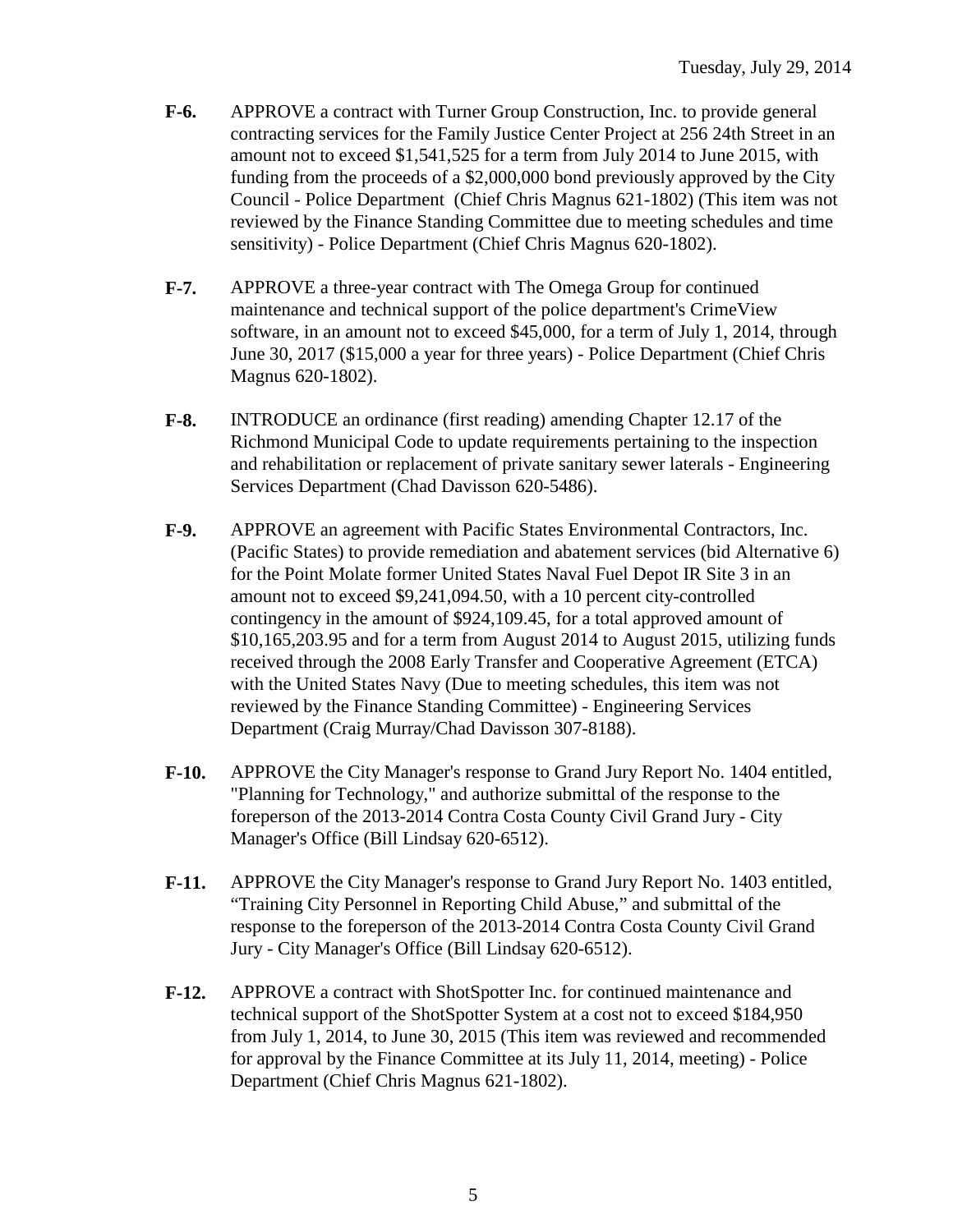**F-6.** APPROVE a contract with Turner Group Construction, Inc. to provide general contracting services for the Family Justice Center Project at 256 24th Street in an amount not to exceed $1,541,525 for a term from July 2014 to June 2015, with funding from the proceeds of a $2,000,000 bond previously approved by the City Council - Police Department (Chief Chris Magnus 621-1802) (This item was not reviewed by the Finance Standing Committee due to meeting schedules and time sensitivity) - Police Department (Chief Chris Magnus 620-1802).

**F-7.** APPROVE a three-year contract with The Omega Group for continued maintenance and technical support of the police department's CrimeView software, in an amount not to exceed $45,000, for a term of July 1, 2014, through June 30, 2017 ($15,000 a year for three years) - Police Department (Chief Chris Magnus 620-1802).

**F-8.** INTRODUCE an ordinance (first reading) amending Chapter 12.17 of the Richmond Municipal Code to update requirements pertaining to the inspection and rehabilitation or replacement of private sanitary sewer laterals - Engineering Services Department (Chad Davisson 620-5486).

**F-9.** APPROVE an agreement with Pacific States Environmental Contractors, Inc. (Pacific States) to provide remediation and abatement services (bid Alternative 6) for the Point Molate former United States Naval Fuel Depot IR Site 3 in an amount not to exceed $9,241,094.50, with a 10 percent city-controlled contingency in the amount of $924,109.45, for a total approved amount of $10,165,203.95 and for a term from August 2014 to August 2015, utilizing funds received through the 2008 Early Transfer and Cooperative Agreement (ETCA) with the United States Navy (Due to meeting schedules, this item was not reviewed by the Finance Standing Committee) - Engineering Services Department (Craig Murray/Chad Davisson 307-8188).

**F-10.** APPROVE the City Manager's response to Grand Jury Report No. 1404 entitled, "Planning for Technology," and authorize submittal of the response to the foreperson of the 2013-2014 Contra Costa County Civil Grand Jury - City Manager's Office (Bill Lindsay 620-6512).

**F-11.** APPROVE the City Manager's response to Grand Jury Report No. 1403 entitled, "Training City Personnel in Reporting Child Abuse," and submittal of the response to the foreperson of the 2013-2014 Contra Costa County Civil Grand Jury - City Manager's Office (Bill Lindsay 620-6512).

**F-12.** APPROVE a contract with ShotSpotter Inc. for continued maintenance and technical support of the ShotSpotter System at a cost not to exceed $184,950 from July 1, 2014, to June 30, 2015 (This item was reviewed and recommended for approval by the Finance Committee at its July 11, 2014, meeting) - Police Department (Chief Chris Magnus 621-1802).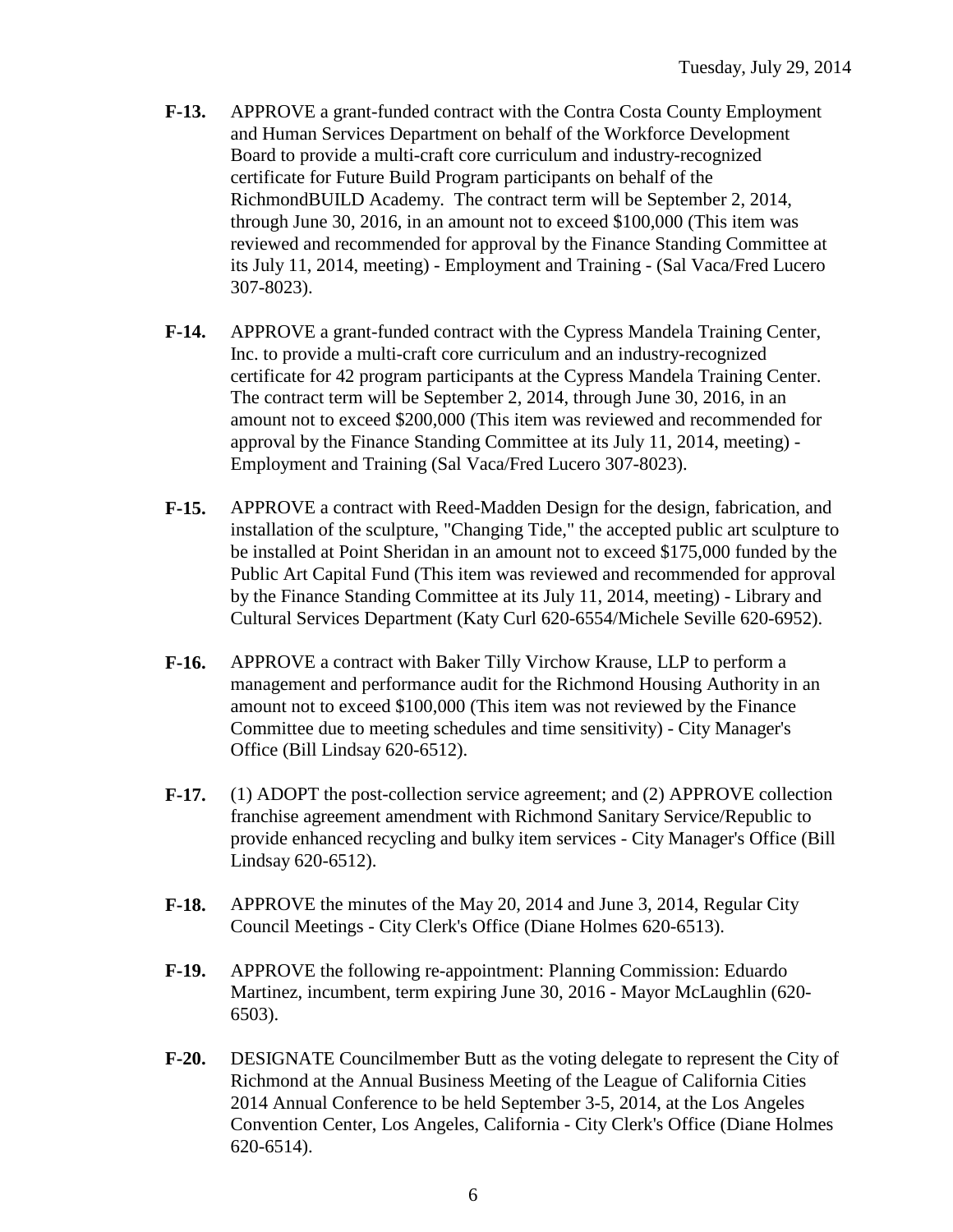**F-13.** APPROVE a grant-funded contract with the Contra Costa County Employment and Human Services Department on behalf of the Workforce Development Board to provide a multi-craft core curriculum and industry-recognized certificate for Future Build Program participants on behalf of the RichmondBUILD Academy. The contract term will be September 2, 2014, through June 30, 2016, in an amount not to exceed $100,000 (This item was reviewed and recommended for approval by the Finance Standing Committee at its July 11, 2014, meeting) - Employment and Training - (Sal Vaca/Fred Lucero 307-8023).

**F-14.** APPROVE a grant-funded contract with the Cypress Mandela Training Center, Inc. to provide a multi-craft core curriculum and an industry-recognized certificate for 42 program participants at the Cypress Mandela Training Center. The contract term will be September 2, 2014, through June 30, 2016, in an amount not to exceed $200,000 (This item was reviewed and recommended for approval by the Finance Standing Committee at its July 11, 2014, meeting) - Employment and Training (Sal Vaca/Fred Lucero 307-8023).

**F-15.** APPROVE a contract with Reed-Madden Design for the design, fabrication, and installation of the sculpture, "Changing Tide," the accepted public art sculpture to be installed at Point Sheridan in an amount not to exceed $175,000 funded by the Public Art Capital Fund (This item was reviewed and recommended for approval by the Finance Standing Committee at its July 11, 2014, meeting) - Library and Cultural Services Department (Katy Curl 620-6554/Michele Seville 620-6952).

**F-16.** APPROVE a contract with Baker Tilly Virchow Krause, LLP to perform a management and performance audit for the Richmond Housing Authority in an amount not to exceed $100,000 (This item was not reviewed by the Finance Committee due to meeting schedules and time sensitivity) - City Manager's Office (Bill Lindsay 620-6512).

**F-17.** (1) ADOPT the post-collection service agreement; and (2) APPROVE collection franchise agreement amendment with Richmond Sanitary Service/Republic to provide enhanced recycling and bulky item services - City Manager's Office (Bill Lindsay 620-6512).

**F-18.** APPROVE the minutes of the May 20, 2014 and June 3, 2014, Regular City Council Meetings - City Clerk's Office (Diane Holmes 620-6513).

**F-19.** APPROVE the following re-appointment: Planning Commission: Eduardo Martinez, incumbent, term expiring June 30, 2016 - Mayor McLaughlin (620-6503).

**F-20.** DESIGNATE Councilmember Butt as the voting delegate to represent the City of Richmond at the Annual Business Meeting of the League of California Cities 2014 Annual Conference to be held September 3-5, 2014, at the Los Angeles Convention Center, Los Angeles, California - City Clerk's Office (Diane Holmes 620-6514).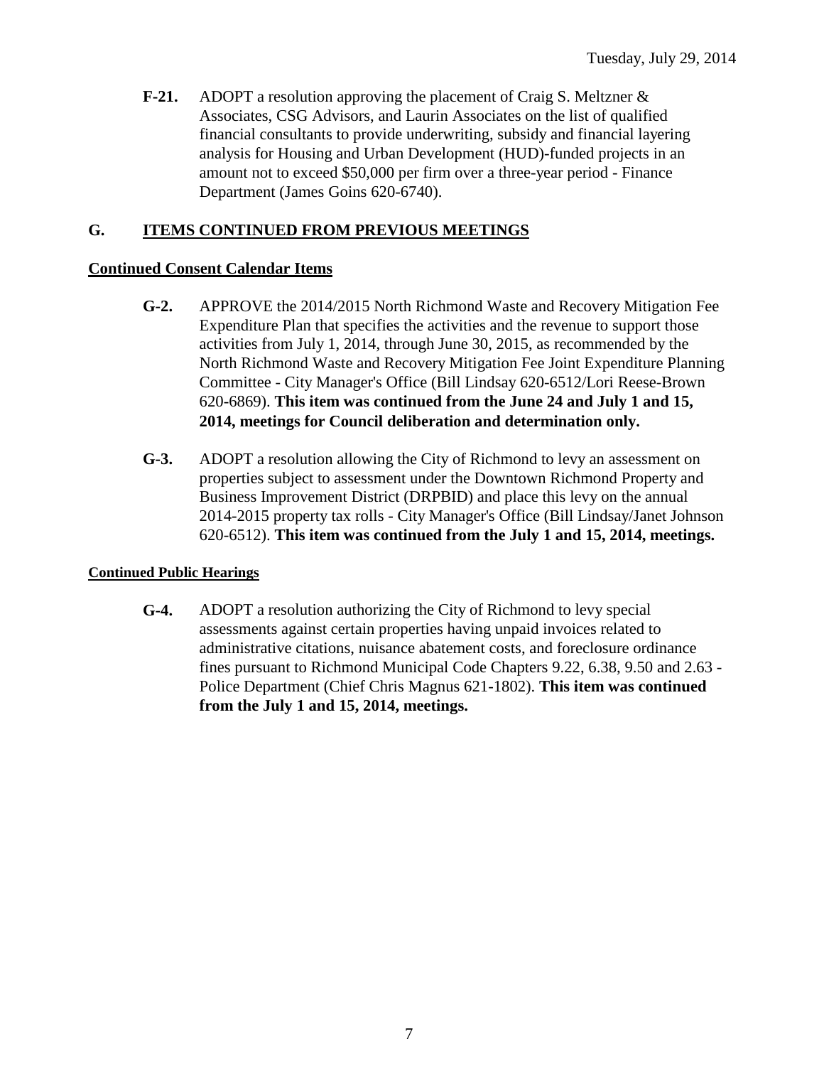**F-21.** ADOPT a resolution approving the placement of Craig S. Meltzner & Associates, CSG Advisors, and Laurin Associates on the list of qualified financial consultants to provide underwriting, subsidy and financial layering analysis for Housing and Urban Development (HUD)-funded projects in an amount not to exceed $50,000 per firm over a three-year period - Finance Department (James Goins 620-6740).

## G. ITEMS CONTINUED FROM PREVIOUS MEETINGS

### Continued Consent Calendar Items

**G-2.** APPROVE the 2014/2015 North Richmond Waste and Recovery Mitigation Fee Expenditure Plan that specifies the activities and the revenue to support those activities from July 1, 2014, through June 30, 2015, as recommended by the North Richmond Waste and Recovery Mitigation Fee Joint Expenditure Planning Committee - City Manager's Office (Bill Lindsay 620-6512/Lori Reese-Brown 620-6869). **This item was continued from the June 24 and July 1 and 15, 2014, meetings for Council deliberation and determination only.**

**G-3.** ADOPT a resolution allowing the City of Richmond to levy an assessment on properties subject to assessment under the Downtown Richmond Property and Business Improvement District (DRPBID) and place this levy on the annual 2014-2015 property tax rolls - City Manager's Office (Bill Lindsay/Janet Johnson 620-6512). **This item was continued from the July 1 and 15, 2014, meetings.**

### Continued Public Hearings

**G-4.** ADOPT a resolution authorizing the City of Richmond to levy special assessments against certain properties having unpaid invoices related to administrative citations, nuisance abatement costs, and foreclosure ordinance fines pursuant to Richmond Municipal Code Chapters 9.22, 6.38, 9.50 and 2.63 - Police Department (Chief Chris Magnus 621-1802). **This item was continued from the July 1 and 15, 2014, meetings.**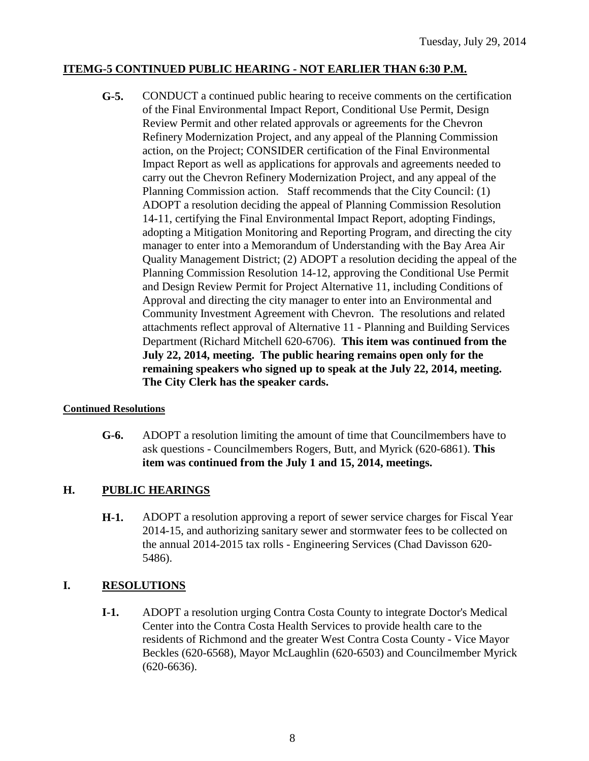**ITEMG-5 CONTINUED PUBLIC HEARING - NOT EARLIER THAN 6:30 P.M.**

**G-5.** CONDUCT a continued public hearing to receive comments on the certification of the Final Environmental Impact Report, Conditional Use Permit, Design Review Permit and other related approvals or agreements for the Chevron Refinery Modernization Project, and any appeal of the Planning Commission action, on the Project; CONSIDER certification of the Final Environmental Impact Report as well as applications for approvals and agreements needed to carry out the Chevron Refinery Modernization Project, and any appeal of the Planning Commission action. Staff recommends that the City Council: (1) ADOPT a resolution deciding the appeal of Planning Commission Resolution 14-11, certifying the Final Environmental Impact Report, adopting Findings, adopting a Mitigation Monitoring and Reporting Program, and directing the city manager to enter into a Memorandum of Understanding with the Bay Area Air Quality Management District; (2) ADOPT a resolution deciding the appeal of the Planning Commission Resolution 14-12, approving the Conditional Use Permit and Design Review Permit for Project Alternative 11, including Conditions of Approval and directing the city manager to enter into an Environmental and Community Investment Agreement with Chevron. The resolutions and related attachments reflect approval of Alternative 11 - Planning and Building Services Department (Richard Mitchell 620-6706). **This item was continued from the July 22, 2014, meeting. The public hearing remains open only for the remaining speakers who signed up to speak at the July 22, 2014, meeting. The City Clerk has the speaker cards.**

**Continued Resolutions**

**G-6.** ADOPT a resolution limiting the amount of time that Councilmembers have to ask questions - Councilmembers Rogers, Butt, and Myrick (620-6861). **This item was continued from the July 1 and 15, 2014, meetings.**

## H. PUBLIC HEARINGS

**H-1.** ADOPT a resolution approving a report of sewer service charges for Fiscal Year 2014-15, and authorizing sanitary sewer and stormwater fees to be collected on the annual 2014-2015 tax rolls - Engineering Services (Chad Davisson 620-5486).

## I. RESOLUTIONS

**I-1.** ADOPT a resolution urging Contra Costa County to integrate Doctor's Medical Center into the Contra Costa Health Services to provide health care to the residents of Richmond and the greater West Contra Costa County - Vice Mayor Beckles (620-6568), Mayor McLaughlin (620-6503) and Councilmember Myrick (620-6636).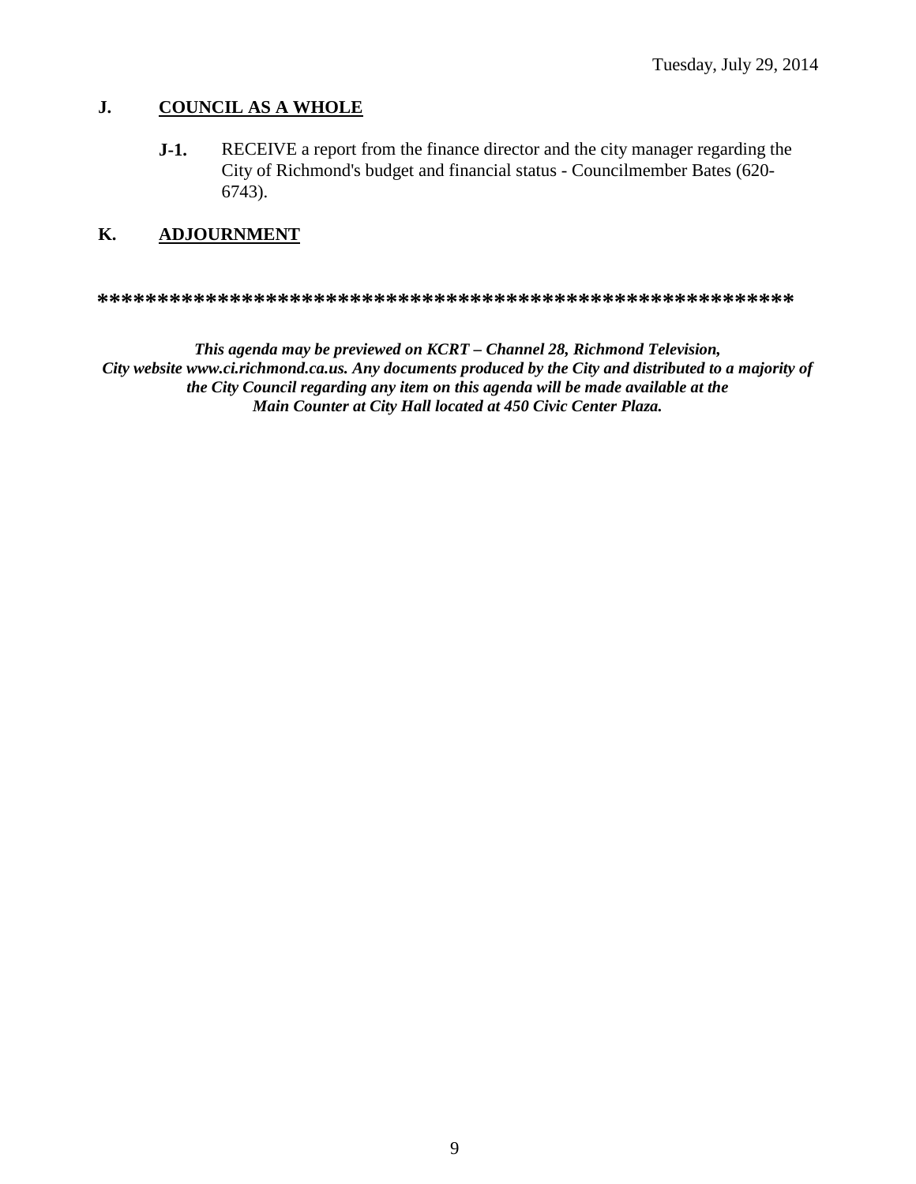## J. COUNCIL AS A WHOLE

**J-1.** RECEIVE a report from the finance director and the city manager regarding the City of Richmond's budget and financial status - Councilmember Bates (620-6743).

## K. ADJOURNMENT

**********************************************************

***This agenda may be previewed on KCRT – Channel 28, Richmond Television, City website www.ci.richmond.ca.us. Any documents produced by the City and distributed to a majority of the City Council regarding any item on this agenda will be made available at the Main Counter at City Hall located at 450 Civic Center Plaza.***